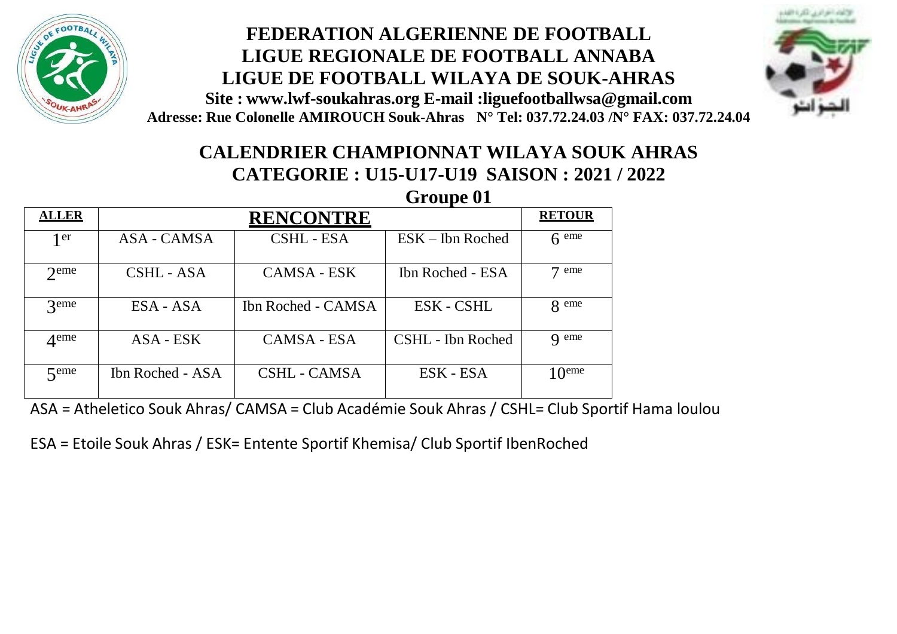# FEDERATION ALGERIENNE DE FOOTBALL
# LIGUE REGIONALE DE FOOTBALL ANNABA
# LIGUE DE FOOTBALL WILAYA DE SOUK-AHRAS

**Site : www.lwf-soukahras.org E-mail :liguefootballwsa@gmail.com**

**Adresse: Rue Colonelle AMIROUCH Souk-Ahras N° Tel: 037.72.24.03 /N° FAX: 037.72.24.04**

## CALENDRIER CHAMPIONNAT WILAYA SOUK AHRAS
## CATEGORIE : U15-U17-U19 SAISON : 2021 / 2022

### Groupe 01

| ALLER | RENCONTRE | | | RETOUR |
|---|---|---|---|---|
| 1er | ASA - CAMSA | CSHL - ESA | ESK – Ibn Roched | 6 eme |
| 2eme | CSHL - ASA | CAMSA - ESK | Ibn Roched - ESA | 7 eme |
| 3eme | ESA - ASA | Ibn Roched - CAMSA | ESK - CSHL | 8 eme |
| 4eme | ASA - ESK | CAMSA - ESA | CSHL - Ibn Roched | 9 eme |
| 5eme | Ibn Roched - ASA | CSHL - CAMSA | ESK - ESA | 10eme |

ASA = Atheletico Souk Ahras/ CAMSA = Club Académie Souk Ahras / CSHL= Club Sportif Hama loulou

ESA = Etoile Souk Ahras / ESK= Entente Sportif Khemisa/ Club Sportif IbenRoched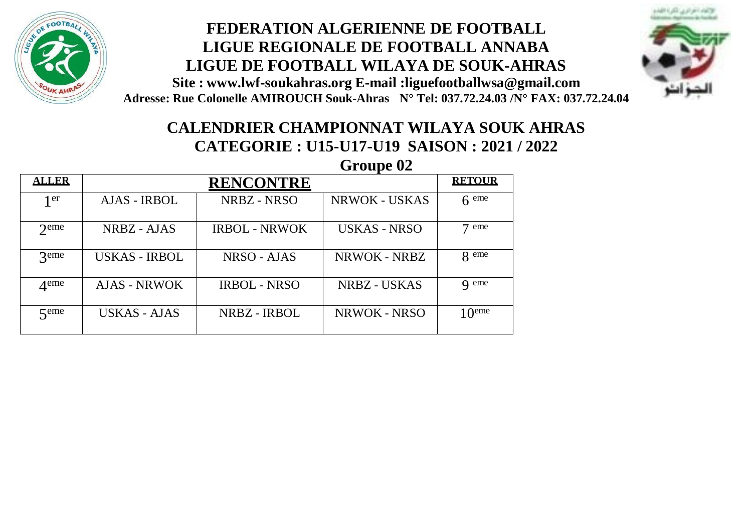# FEDERATION ALGERIENNE DE FOOTBALL
## LIGUE REGIONALE DE FOOTBALL ANNABA
## LIGUE DE FOOTBALL WILAYA DE SOUK-AHRAS

**Site : www.lwf-soukahras.org E-mail :liguefootballwsa@gmail.com**

**Adresse: Rue Colonelle AMIROUCH Souk-Ahras N° Tel: 037.72.24.03 /N° FAX: 037.72.24.04**

## CALENDRIER CHAMPIONNAT WILAYA SOUK AHRAS
## CATEGORIE : U15-U17-U19 SAISON : 2021 / 2022

### Groupe 02

| ALLER | RENCONTRE | | | RETOUR |
|---|---|---|---|---|
| 1er | AJAS - IRBOL | NRBZ - NRSO | NRWOK - USKAS | 6 eme |
| 2eme | NRBZ - AJAS | IRBOL - NRWOK | USKAS - NRSO | 7 eme |
| 3eme | USKAS - IRBOL | NRSO - AJAS | NRWOK - NRBZ | 8 eme |
| 4eme | AJAS - NRWOK | IRBOL - NRSO | NRBZ - USKAS | 9 eme |
| 5eme | USKAS - AJAS | NRBZ - IRBOL | NRWOK - NRSO | 10eme |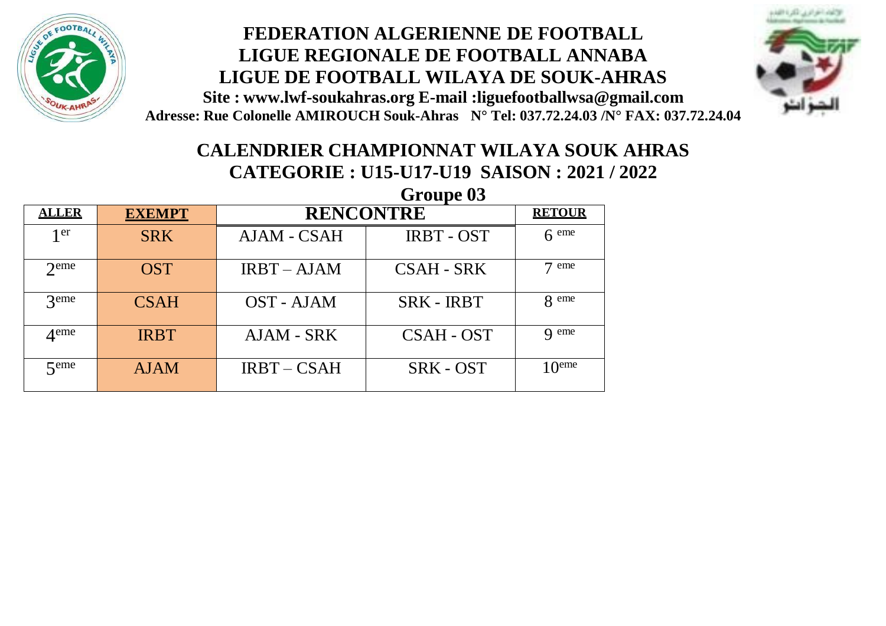# FEDERATION ALGERIENNE DE FOOTBALL
# LIGUE REGIONALE DE FOOTBALL ANNABA
# LIGUE DE FOOTBALL WILAYA DE SOUK-AHRAS

**Site : www.lwf-soukahras.org E-mail :liguefootballwsa@gmail.com**

**Adresse: Rue Colonelle AMIROUCH Souk-Ahras N° Tel: 037.72.24.03 /N° FAX: 037.72.24.04**

## CALENDRIER CHAMPIONNAT WILAYA SOUK AHRAS
## CATEGORIE : U15-U17-U19 SAISON : 2021 / 2022

### Groupe 03

| ALLER | EXEMPT | RENCONTRE | | RETOUR |
|---|---|---|---|---|
| 1er | SRK | AJAM - CSAH | IRBT - OST | 6 eme |
| 2eme | OST | IRBT – AJAM | CSAH - SRK | 7 eme |
| 3eme | CSAH | OST - AJAM | SRK - IRBT | 8 eme |
| 4eme | IRBT | AJAM - SRK | CSAH - OST | 9 eme |
| 5eme | AJAM | IRBT – CSAH | SRK - OST | 10eme |